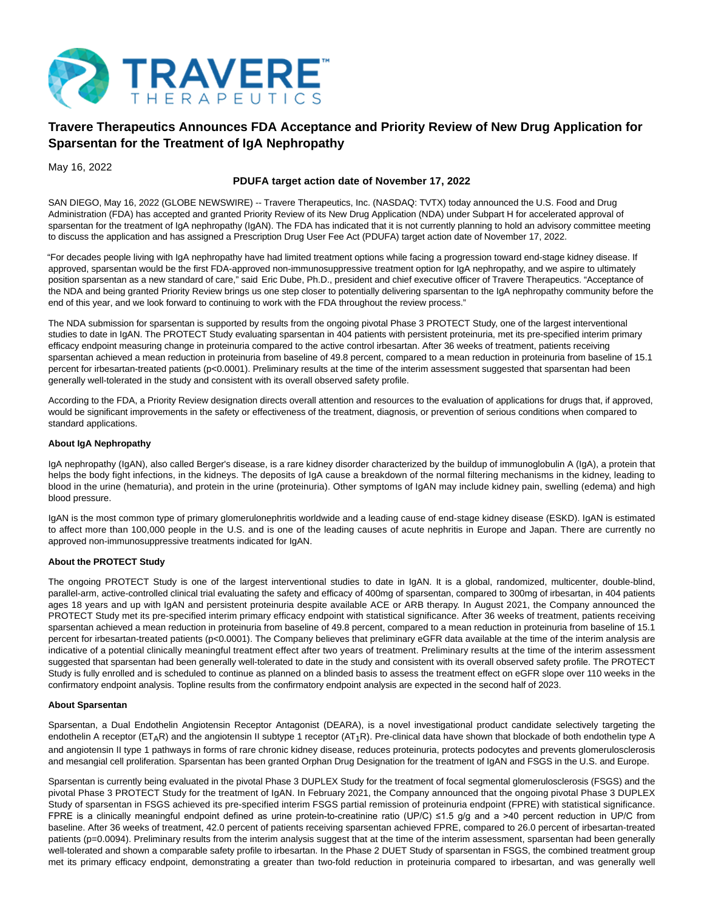TRAVERE THERAPEUTICS

# Travere Therapeutics Announces FDA Acceptance and Priority Review of New Drug Application for Sparsentan for the Treatment of IgA Nephropathy

May 16, 2022

**PDUFA target action date of November 17, 2022**

SAN DIEGO, May 16, 2022 (GLOBE NEWSWIRE) -- Travere Therapeutics, Inc. (NASDAQ: TVTX) today announced the U.S. Food and Drug Administration (FDA) has accepted and granted Priority Review of its New Drug Application (NDA) under Subpart H for accelerated approval of sparsentan for the treatment of IgA nephropathy (IgAN). The FDA has indicated that it is not currently planning to hold an advisory committee meeting to discuss the application and has assigned a Prescription Drug User Fee Act (PDUFA) target action date of November 17, 2022.

"For decades people living with IgA nephropathy have had limited treatment options while facing a progression toward end-stage kidney disease. If approved, sparsentan would be the first FDA-approved non-immunosuppressive treatment option for IgA nephropathy, and we aspire to ultimately position sparsentan as a new standard of care," said Eric Dube, Ph.D., president and chief executive officer of Travere Therapeutics. "Acceptance of the NDA and being granted Priority Review brings us one step closer to potentially delivering sparsentan to the IgA nephropathy community before the end of this year, and we look forward to continuing to work with the FDA throughout the review process."

The NDA submission for sparsentan is supported by results from the ongoing pivotal Phase 3 PROTECT Study, one of the largest interventional studies to date in IgAN. The PROTECT Study evaluating sparsentan in 404 patients with persistent proteinuria, met its pre-specified interim primary efficacy endpoint measuring change in proteinuria compared to the active control irbesartan. After 36 weeks of treatment, patients receiving sparsentan achieved a mean reduction in proteinuria from baseline of 49.8 percent, compared to a mean reduction in proteinuria from baseline of 15.1 percent for irbesartan-treated patients ($p<0.0001$). Preliminary results at the time of the interim assessment suggested that sparsentan had been generally well-tolerated in the study and consistent with its overall observed safety profile.

According to the FDA, a Priority Review designation directs overall attention and resources to the evaluation of applications for drugs that, if approved, would be significant improvements in the safety or effectiveness of the treatment, diagnosis, or prevention of serious conditions when compared to standard applications.

**About IgA Nephropathy**

IgA nephropathy (IgAN), also called Berger's disease, is a rare kidney disorder characterized by the buildup of immunoglobulin A (IgA), a protein that helps the body fight infections, in the kidneys. The deposits of IgA cause a breakdown of the normal filtering mechanisms in the kidney, leading to blood in the urine (hematuria), and protein in the urine (proteinuria). Other symptoms of IgAN may include kidney pain, swelling (edema) and high blood pressure.

IgAN is the most common type of primary glomerulonephritis worldwide and a leading cause of end-stage kidney disease (ESKD). IgAN is estimated to affect more than 100,000 people in the U.S. and is one of the leading causes of acute nephritis in Europe and Japan. There are currently no approved non-immunosuppressive treatments indicated for IgAN.

**About the PROTECT Study**

The ongoing PROTECT Study is one of the largest interventional studies to date in IgAN. It is a global, randomized, multicenter, double-blind, parallel-arm, active-controlled clinical trial evaluating the safety and efficacy of 400mg of sparsentan, compared to 300mg of irbesartan, in 404 patients ages 18 years and up with IgAN and persistent proteinuria despite available ACE or ARB therapy. In August 2021, the Company announced the PROTECT Study met its pre-specified interim primary efficacy endpoint with statistical significance. After 36 weeks of treatment, patients receiving sparsentan achieved a mean reduction in proteinuria from baseline of 49.8 percent, compared to a mean reduction in proteinuria from baseline of 15.1 percent for irbesartan-treated patients ($p<0.0001$). The Company believes that preliminary eGFR data available at the time of the interim analysis are indicative of a potential clinically meaningful treatment effect after two years of treatment. Preliminary results at the time of the interim assessment suggested that sparsentan had been generally well-tolerated to date in the study and consistent with its overall observed safety profile. The PROTECT Study is fully enrolled and is scheduled to continue as planned on a blinded basis to assess the treatment effect on eGFR slope over 110 weeks in the confirmatory endpoint analysis. Topline results from the confirmatory endpoint analysis are expected in the second half of 2023.

**About Sparsentan**

Sparsentan, a Dual Endothelin Angiotensin Receptor Antagonist (DEARA), is a novel investigational product candidate selectively targeting the endothelin A receptor ($ET_AR$) and the angiotensin II subtype 1 receptor ($AT_1R$). Pre-clinical data have shown that blockade of both endothelin type A and angiotensin II type 1 pathways in forms of rare chronic kidney disease, reduces proteinuria, protects podocytes and prevents glomerulosclerosis and mesangial cell proliferation. Sparsentan has been granted Orphan Drug Designation for the treatment of IgAN and FSGS in the U.S. and Europe.

Sparsentan is currently being evaluated in the pivotal Phase 3 DUPLEX Study for the treatment of focal segmental glomerulosclerosis (FSGS) and the pivotal Phase 3 PROTECT Study for the treatment of IgAN. In February 2021, the Company announced that the ongoing pivotal Phase 3 DUPLEX Study of sparsentan in FSGS achieved its pre-specified interim FSGS partial remission of proteinuria endpoint (FPRE) with statistical significance. FPRE is a clinically meaningful endpoint defined as urine protein-to-creatinine ratio (UP/C) ≤1.5 g/g and a >40 percent reduction in UP/C from baseline. After 36 weeks of treatment, 42.0 percent of patients receiving sparsentan achieved FPRE, compared to 26.0 percent of irbesartan-treated patients ($p=0.0094$). Preliminary results from the interim analysis suggest that at the time of the interim assessment, sparsentan had been generally well-tolerated and shown a comparable safety profile to irbesartan. In the Phase 2 DUET Study of sparsentan in FSGS, the combined treatment group met its primary efficacy endpoint, demonstrating a greater than two-fold reduction in proteinuria compared to irbesartan, and was generally well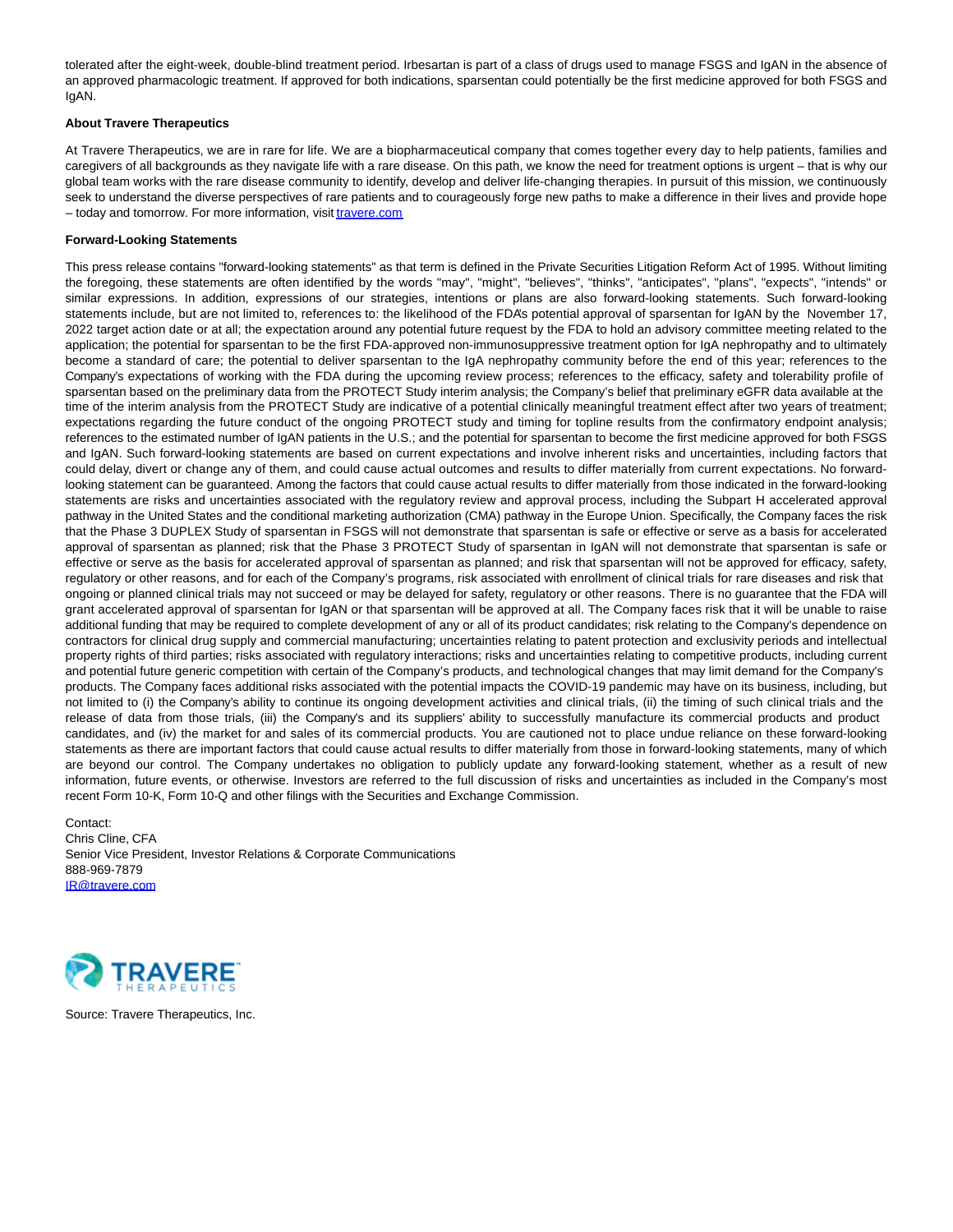tolerated after the eight-week, double-blind treatment period. Irbesartan is part of a class of drugs used to manage FSGS and IgAN in the absence of an approved pharmacologic treatment. If approved for both indications, sparsentan could potentially be the first medicine approved for both FSGS and IgAN.

**About Travere Therapeutics**

At Travere Therapeutics, we are in rare for life. We are a biopharmaceutical company that comes together every day to help patients, families and caregivers of all backgrounds as they navigate life with a rare disease. On this path, we know the need for treatment options is urgent – that is why our global team works with the rare disease community to identify, develop and deliver life-changing therapies. In pursuit of this mission, we continuously seek to understand the diverse perspectives of rare patients and to courageously forge new paths to make a difference in their lives and provide hope – today and tomorrow. For more information, visit travere.com

**Forward-Looking Statements**

This press release contains "forward-looking statements" as that term is defined in the Private Securities Litigation Reform Act of 1995. Without limiting the foregoing, these statements are often identified by the words "may", "might", "believes", "thinks", "anticipates", "plans", "expects", "intends" or similar expressions. In addition, expressions of our strategies, intentions or plans are also forward-looking statements. Such forward-looking statements include, but are not limited to, references to: the likelihood of the FDA's potential approval of sparsentan for IgAN by the November 17, 2022 target action date or at all; the expectation around any potential future request by the FDA to hold an advisory committee meeting related to the application; the potential for sparsentan to be the first FDA-approved non-immunosuppressive treatment option for IgA nephropathy and to ultimately become a standard of care; the potential to deliver sparsentan to the IgA nephropathy community before the end of this year; references to the Company's expectations of working with the FDA during the upcoming review process; references to the efficacy, safety and tolerability profile of sparsentan based on the preliminary data from the PROTECT Study interim analysis; the Company's belief that preliminary eGFR data available at the time of the interim analysis from the PROTECT Study are indicative of a potential clinically meaningful treatment effect after two years of treatment; expectations regarding the future conduct of the ongoing PROTECT study and timing for topline results from the confirmatory endpoint analysis; references to the estimated number of IgAN patients in the U.S.; and the potential for sparsentan to become the first medicine approved for both FSGS and IgAN. Such forward-looking statements are based on current expectations and involve inherent risks and uncertainties, including factors that could delay, divert or change any of them, and could cause actual outcomes and results to differ materially from current expectations. No forward-looking statement can be guaranteed. Among the factors that could cause actual results to differ materially from those indicated in the forward-looking statements are risks and uncertainties associated with the regulatory review and approval process, including the Subpart H accelerated approval pathway in the United States and the conditional marketing authorization (CMA) pathway in the Europe Union. Specifically, the Company faces the risk that the Phase 3 DUPLEX Study of sparsentan in FSGS will not demonstrate that sparsentan is safe or effective or serve as a basis for accelerated approval of sparsentan as planned; risk that the Phase 3 PROTECT Study of sparsentan in IgAN will not demonstrate that sparsentan is safe or effective or serve as the basis for accelerated approval of sparsentan as planned; and risk that sparsentan will not be approved for efficacy, safety, regulatory or other reasons, and for each of the Company's programs, risk associated with enrollment of clinical trials for rare diseases and risk that ongoing or planned clinical trials may not succeed or may be delayed for safety, regulatory or other reasons. There is no guarantee that the FDA will grant accelerated approval of sparsentan for IgAN or that sparsentan will be approved at all. The Company faces risk that it will be unable to raise additional funding that may be required to complete development of any or all of its product candidates; risk relating to the Company's dependence on contractors for clinical drug supply and commercial manufacturing; uncertainties relating to patent protection and exclusivity periods and intellectual property rights of third parties; risks associated with regulatory interactions; risks and uncertainties relating to competitive products, including current and potential future generic competition with certain of the Company's products, and technological changes that may limit demand for the Company's products. The Company faces additional risks associated with the potential impacts the COVID-19 pandemic may have on its business, including, but not limited to (i) the Company's ability to continue its ongoing development activities and clinical trials, (ii) the timing of such clinical trials and the release of data from those trials, (iii) the Company's and its suppliers' ability to successfully manufacture its commercial products and product candidates, and (iv) the market for and sales of its commercial products. You are cautioned not to place undue reliance on these forward-looking statements as there are important factors that could cause actual results to differ materially from those in forward-looking statements, many of which are beyond our control. The Company undertakes no obligation to publicly update any forward-looking statement, whether as a result of new information, future events, or otherwise. Investors are referred to the full discussion of risks and uncertainties as included in the Company's most recent Form 10-K, Form 10-Q and other filings with the Securities and Exchange Commission.

Contact:
Chris Cline, CFA
Senior Vice President, Investor Relations & Corporate Communications
888-969-7879
IR@travere.com

TRAVERE THERAPEUTICS

Source: Travere Therapeutics, Inc.